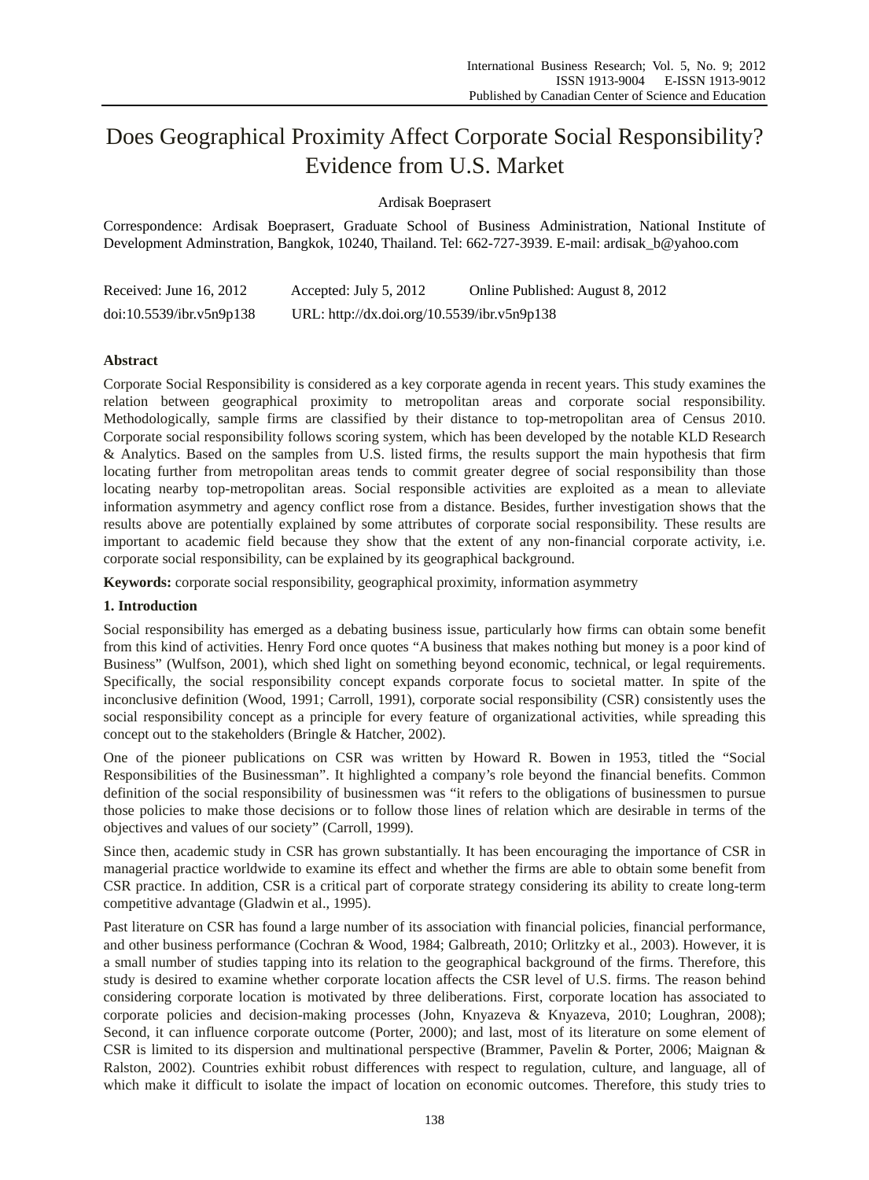# Does Geographical Proximity Affect Corporate Social Responsibility? Evidence from U.S. Market

Ardisak Boeprasert

Correspondence: Ardisak Boeprasert, Graduate School of Business Administration, National Institute of Development Adminstration, Bangkok, 10240, Thailand. Tel: 662-727-3939. E-mail: ardisak_b@yahoo.com

Received: June 16, 2012 Accepted: July 5, 2012 Online Published: August 8, 2012

doi:10.5539/ibr.v5n9p138 URL: http://dx.doi.org/10.5539/ibr.v5n9p138

## Abstract

Corporate Social Responsibility is considered as a key corporate agenda in recent years. This study examines the relation between geographical proximity to metropolitan areas and corporate social responsibility. Methodologically, sample firms are classified by their distance to top-metropolitan area of Census 2010. Corporate social responsibility follows scoring system, which has been developed by the notable KLD Research & Analytics. Based on the samples from U.S. listed firms, the results support the main hypothesis that firm locating further from metropolitan areas tends to commit greater degree of social responsibility than those locating nearby top-metropolitan areas. Social responsible activities are exploited as a mean to alleviate information asymmetry and agency conflict rose from a distance. Besides, further investigation shows that the results above are potentially explained by some attributes of corporate social responsibility. These results are important to academic field because they show that the extent of any non-financial corporate activity, i.e. corporate social responsibility, can be explained by its geographical background.

**Keywords:** corporate social responsibility, geographical proximity, information asymmetry

## 1. Introduction

Social responsibility has emerged as a debating business issue, particularly how firms can obtain some benefit from this kind of activities. Henry Ford once quotes "A business that makes nothing but money is a poor kind of Business" (Wulfson, 2001), which shed light on something beyond economic, technical, or legal requirements. Specifically, the social responsibility concept expands corporate focus to societal matter. In spite of the inconclusive definition (Wood, 1991; Carroll, 1991), corporate social responsibility (CSR) consistently uses the social responsibility concept as a principle for every feature of organizational activities, while spreading this concept out to the stakeholders (Bringle & Hatcher, 2002).

One of the pioneer publications on CSR was written by Howard R. Bowen in 1953, titled the "Social Responsibilities of the Businessman". It highlighted a company's role beyond the financial benefits. Common definition of the social responsibility of businessmen was "it refers to the obligations of businessmen to pursue those policies to make those decisions or to follow those lines of relation which are desirable in terms of the objectives and values of our society" (Carroll, 1999).

Since then, academic study in CSR has grown substantially. It has been encouraging the importance of CSR in managerial practice worldwide to examine its effect and whether the firms are able to obtain some benefit from CSR practice. In addition, CSR is a critical part of corporate strategy considering its ability to create long-term competitive advantage (Gladwin et al., 1995).

Past literature on CSR has found a large number of its association with financial policies, financial performance, and other business performance (Cochran & Wood, 1984; Galbreath, 2010; Orlitzky et al., 2003). However, it is a small number of studies tapping into its relation to the geographical background of the firms. Therefore, this study is desired to examine whether corporate location affects the CSR level of U.S. firms. The reason behind considering corporate location is motivated by three deliberations. First, corporate location has associated to corporate policies and decision-making processes (John, Knyazeva & Knyazeva, 2010; Loughran, 2008); Second, it can influence corporate outcome (Porter, 2000); and last, most of its literature on some element of CSR is limited to its dispersion and multinational perspective (Brammer, Pavelin & Porter, 2006; Maignan & Ralston, 2002). Countries exhibit robust differences with respect to regulation, culture, and language, all of which make it difficult to isolate the impact of location on economic outcomes. Therefore, this study tries to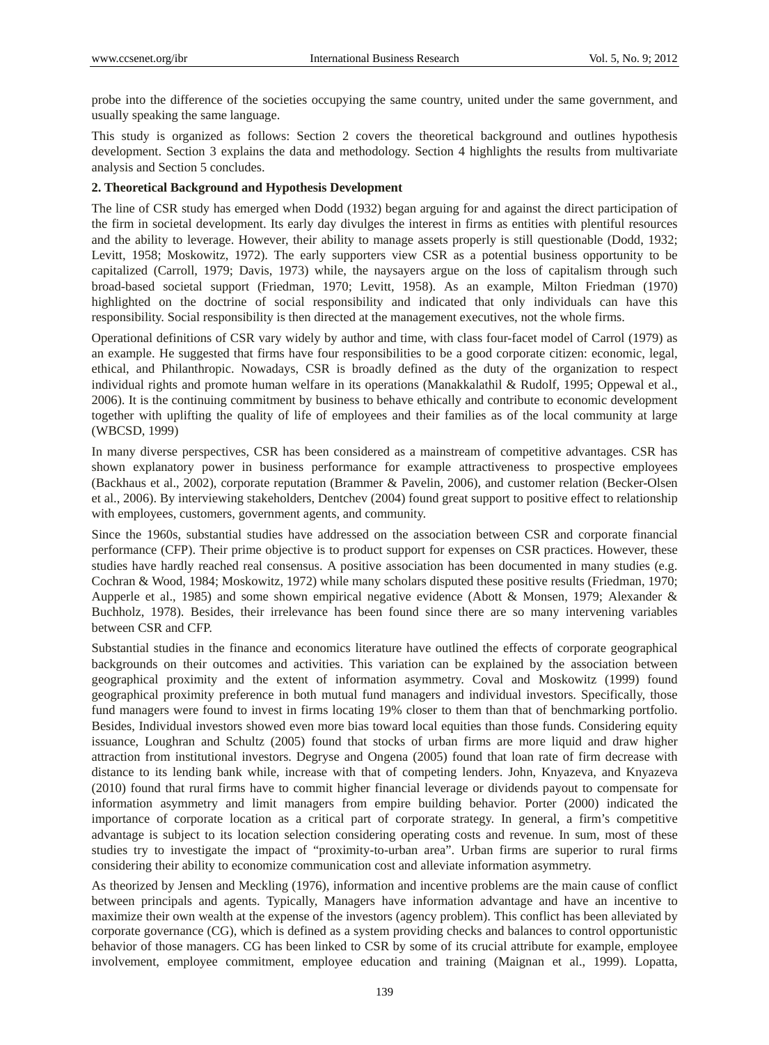probe into the difference of the societies occupying the same country, united under the same government, and usually speaking the same language.

This study is organized as follows: Section 2 covers the theoretical background and outlines hypothesis development. Section 3 explains the data and methodology. Section 4 highlights the results from multivariate analysis and Section 5 concludes.

## 2. Theoretical Background and Hypothesis Development

The line of CSR study has emerged when Dodd (1932) began arguing for and against the direct participation of the firm in societal development. Its early day divulges the interest in firms as entities with plentiful resources and the ability to leverage. However, their ability to manage assets properly is still questionable (Dodd, 1932; Levitt, 1958; Moskowitz, 1972). The early supporters view CSR as a potential business opportunity to be capitalized (Carroll, 1979; Davis, 1973) while, the naysayers argue on the loss of capitalism through such broad-based societal support (Friedman, 1970; Levitt, 1958). As an example, Milton Friedman (1970) highlighted on the doctrine of social responsibility and indicated that only individuals can have this responsibility. Social responsibility is then directed at the management executives, not the whole firms.

Operational definitions of CSR vary widely by author and time, with class four-facet model of Carrol (1979) as an example. He suggested that firms have four responsibilities to be a good corporate citizen: economic, legal, ethical, and Philanthropic. Nowadays, CSR is broadly defined as the duty of the organization to respect individual rights and promote human welfare in its operations (Manakkalathil & Rudolf, 1995; Oppewal et al., 2006). It is the continuing commitment by business to behave ethically and contribute to economic development together with uplifting the quality of life of employees and their families as of the local community at large (WBCSD, 1999)

In many diverse perspectives, CSR has been considered as a mainstream of competitive advantages. CSR has shown explanatory power in business performance for example attractiveness to prospective employees (Backhaus et al., 2002), corporate reputation (Brammer & Pavelin, 2006), and customer relation (Becker-Olsen et al., 2006). By interviewing stakeholders, Dentchev (2004) found great support to positive effect to relationship with employees, customers, government agents, and community.

Since the 1960s, substantial studies have addressed on the association between CSR and corporate financial performance (CFP). Their prime objective is to product support for expenses on CSR practices. However, these studies have hardly reached real consensus. A positive association has been documented in many studies (e.g. Cochran & Wood, 1984; Moskowitz, 1972) while many scholars disputed these positive results (Friedman, 1970; Aupperle et al., 1985) and some shown empirical negative evidence (Abott & Monsen, 1979; Alexander & Buchholz, 1978). Besides, their irrelevance has been found since there are so many intervening variables between CSR and CFP.

Substantial studies in the finance and economics literature have outlined the effects of corporate geographical backgrounds on their outcomes and activities. This variation can be explained by the association between geographical proximity and the extent of information asymmetry. Coval and Moskowitz (1999) found geographical proximity preference in both mutual fund managers and individual investors. Specifically, those fund managers were found to invest in firms locating 19% closer to them than that of benchmarking portfolio. Besides, Individual investors showed even more bias toward local equities than those funds. Considering equity issuance, Loughran and Schultz (2005) found that stocks of urban firms are more liquid and draw higher attraction from institutional investors. Degryse and Ongena (2005) found that loan rate of firm decrease with distance to its lending bank while, increase with that of competing lenders. John, Knyazeva, and Knyazeva (2010) found that rural firms have to commit higher financial leverage or dividends payout to compensate for information asymmetry and limit managers from empire building behavior. Porter (2000) indicated the importance of corporate location as a critical part of corporate strategy. In general, a firm's competitive advantage is subject to its location selection considering operating costs and revenue. In sum, most of these studies try to investigate the impact of "proximity-to-urban area". Urban firms are superior to rural firms considering their ability to economize communication cost and alleviate information asymmetry.

As theorized by Jensen and Meckling (1976), information and incentive problems are the main cause of conflict between principals and agents. Typically, Managers have information advantage and have an incentive to maximize their own wealth at the expense of the investors (agency problem). This conflict has been alleviated by corporate governance (CG), which is defined as a system providing checks and balances to control opportunistic behavior of those managers. CG has been linked to CSR by some of its crucial attribute for example, employee involvement, employee commitment, employee education and training (Maignan et al., 1999). Lopatta,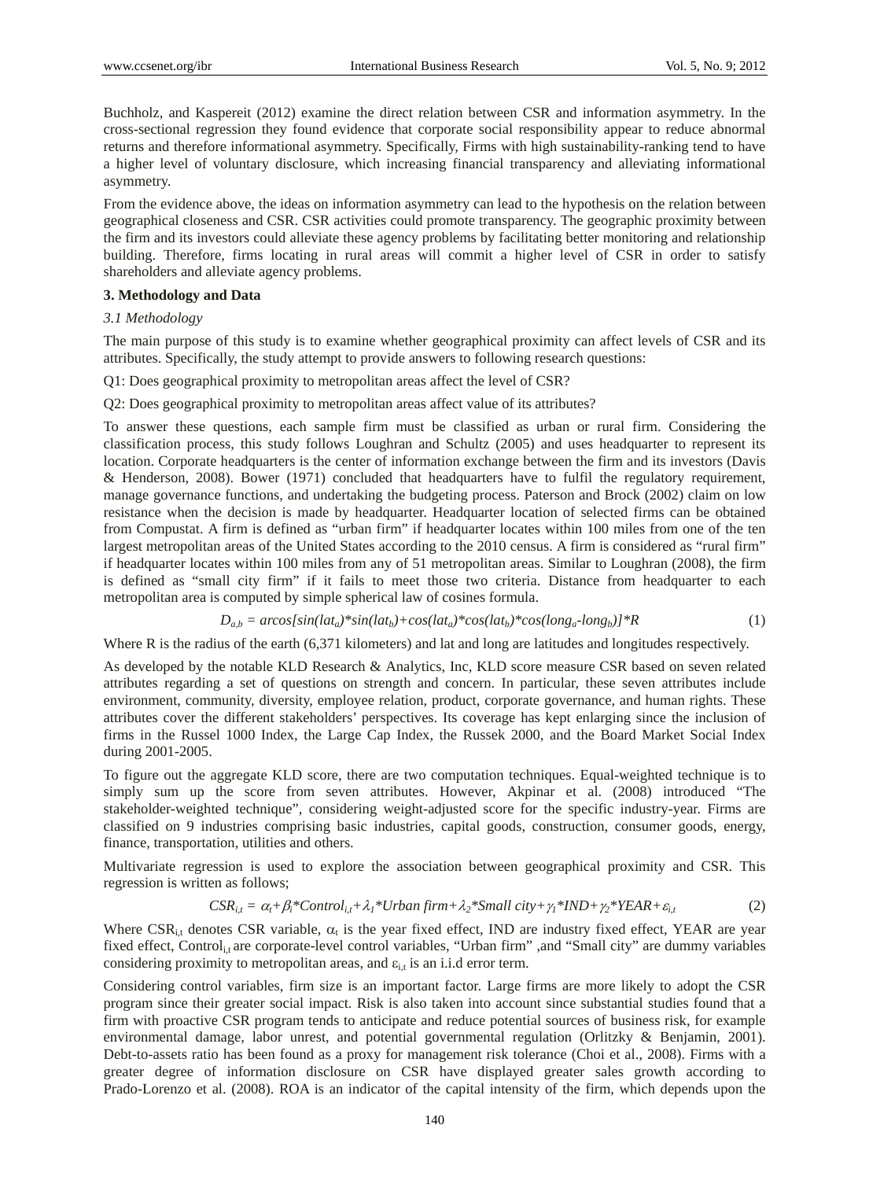Buchholz, and Kaspereit (2012) examine the direct relation between CSR and information asymmetry. In the cross-sectional regression they found evidence that corporate social responsibility appear to reduce abnormal returns and therefore informational asymmetry. Specifically, Firms with high sustainability-ranking tend to have a higher level of voluntary disclosure, which increasing financial transparency and alleviating informational asymmetry.

From the evidence above, the ideas on information asymmetry can lead to the hypothesis on the relation between geographical closeness and CSR. CSR activities could promote transparency. The geographic proximity between the firm and its investors could alleviate these agency problems by facilitating better monitoring and relationship building. Therefore, firms locating in rural areas will commit a higher level of CSR in order to satisfy shareholders and alleviate agency problems.

## 3. Methodology and Data

### *3.1 Methodology*

The main purpose of this study is to examine whether geographical proximity can affect levels of CSR and its attributes. Specifically, the study attempt to provide answers to following research questions:

Q1: Does geographical proximity to metropolitan areas affect the level of CSR?

Q2: Does geographical proximity to metropolitan areas affect value of its attributes?

To answer these questions, each sample firm must be classified as urban or rural firm. Considering the classification process, this study follows Loughran and Schultz (2005) and uses headquarter to represent its location. Corporate headquarters is the center of information exchange between the firm and its investors (Davis & Henderson, 2008). Bower (1971) concluded that headquarters have to fulfil the regulatory requirement, manage governance functions, and undertaking the budgeting process. Paterson and Brock (2002) claim on low resistance when the decision is made by headquarter. Headquarter location of selected firms can be obtained from Compustat. A firm is defined as "urban firm" if headquarter locates within 100 miles from one of the ten largest metropolitan areas of the United States according to the 2010 census. A firm is considered as "rural firm" if headquarter locates within 100 miles from any of 51 metropolitan areas. Similar to Loughran (2008), the firm is defined as "small city firm" if it fails to meet those two criteria. Distance from headquarter to each metropolitan area is computed by simple spherical law of cosines formula.

$$D_{a,b} = arcos[sin(lat_a)*sin(lat_b)+cos(lat_a)*cos(lat_b)*cos(long_a\text{-}long_b)]*R \tag{1}$$

Where R is the radius of the earth (6,371 kilometers) and lat and long are latitudes and longitudes respectively.

As developed by the notable KLD Research & Analytics, Inc, KLD score measure CSR based on seven related attributes regarding a set of questions on strength and concern. In particular, these seven attributes include environment, community, diversity, employee relation, product, corporate governance, and human rights. These attributes cover the different stakeholders' perspectives. Its coverage has kept enlarging since the inclusion of firms in the Russel 1000 Index, the Large Cap Index, the Russek 2000, and the Board Market Social Index during 2001-2005.

To figure out the aggregate KLD score, there are two computation techniques. Equal-weighted technique is to simply sum up the score from seven attributes. However, Akpinar et al. (2008) introduced "The stakeholder-weighted technique", considering weight-adjusted score for the specific industry-year. Firms are classified on 9 industries comprising basic industries, capital goods, construction, consumer goods, energy, finance, transportation, utilities and others.

Multivariate regression is used to explore the association between geographical proximity and CSR. This regression is written as follows;

$$CSR_{i,t} = \alpha_t+\beta_i*Control_{i,t}+\lambda_1*Urban\ firm+\lambda_2*Small\ city+\gamma_1*IND+\gamma_2*YEAR+\varepsilon_{i,t} \tag{2}$$

Where $CSR_{i,t}$ denotes CSR variable, $\alpha_t$ is the year fixed effect, IND are industry fixed effect, YEAR are year fixed effect, $Control_{i,t}$ are corporate-level control variables, "Urban firm" ,and "Small city" are dummy variables considering proximity to metropolitan areas, and $\varepsilon_{i,t}$ is an i.i.d error term.

Considering control variables, firm size is an important factor. Large firms are more likely to adopt the CSR program since their greater social impact. Risk is also taken into account since substantial studies found that a firm with proactive CSR program tends to anticipate and reduce potential sources of business risk, for example environmental damage, labor unrest, and potential governmental regulation (Orlitzky & Benjamin, 2001). Debt-to-assets ratio has been found as a proxy for management risk tolerance (Choi et al., 2008). Firms with a greater degree of information disclosure on CSR have displayed greater sales growth according to Prado-Lorenzo et al. (2008). ROA is an indicator of the capital intensity of the firm, which depends upon the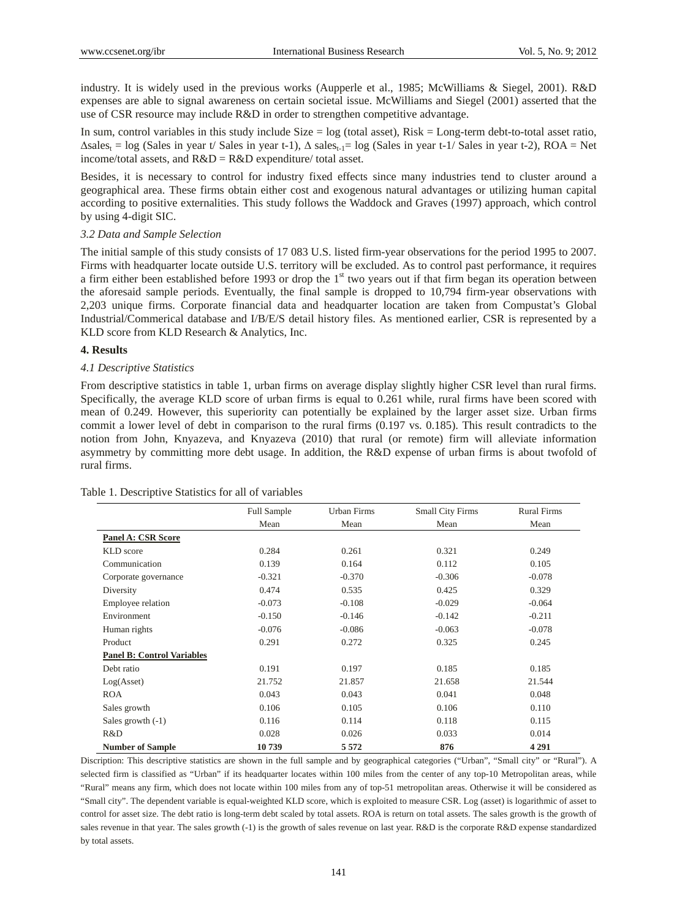industry. It is widely used in the previous works (Aupperle et al., 1985; McWilliams & Siegel, 2001). R&D expenses are able to signal awareness on certain societal issue. McWilliams and Siegel (2001) asserted that the use of CSR resource may include R&D in order to strengthen competitive advantage.

In sum, control variables in this study include Size = log (total asset), Risk = Long-term debt-to-total asset ratio, $\Delta sales_t$ = log (Sales in year t/ Sales in year t-1), $\Delta$ $sales_{t-1}$= log (Sales in year t-1/ Sales in year t-2), ROA = Net income/total assets, and R&D = R&D expenditure/ total asset.

Besides, it is necessary to control for industry fixed effects since many industries tend to cluster around a geographical area. These firms obtain either cost and exogenous natural advantages or utilizing human capital according to positive externalities. This study follows the Waddock and Graves (1997) approach, which control by using 4-digit SIC.

### *3.2 Data and Sample Selection*

The initial sample of this study consists of 17 083 U.S. listed firm-year observations for the period 1995 to 2007. Firms with headquarter locate outside U.S. territory will be excluded. As to control past performance, it requires a firm either been established before 1993 or drop the 1st two years out if that firm began its operation between the aforesaid sample periods. Eventually, the final sample is dropped to 10,794 firm-year observations with 2,203 unique firms. Corporate financial data and headquarter location are taken from Compustat's Global Industrial/Commerical database and I/B/E/S detail history files. As mentioned earlier, CSR is represented by a KLD score from KLD Research & Analytics, Inc.

## 4. Results

### *4.1 Descriptive Statistics*

From descriptive statistics in table 1, urban firms on average display slightly higher CSR level than rural firms. Specifically, the average KLD score of urban firms is equal to 0.261 while, rural firms have been scored with mean of 0.249. However, this superiority can potentially be explained by the larger asset size. Urban firms commit a lower level of debt in comparison to the rural firms (0.197 vs. 0.185). This result contradicts to the notion from John, Knyazeva, and Knyazeva (2010) that rural (or remote) firm will alleviate information asymmetry by committing more debt usage. In addition, the R&D expense of urban firms is about twofold of rural firms.

Table 1. Descriptive Statistics for all of variables

| | Full Sample | Urban Firms | Small City Firms | Rural Firms |
|---|---|---|---|---|
| | Mean | Mean | Mean | Mean |
| **Panel A: CSR Score** | | | | |
| KLD score | 0.284 | 0.261 | 0.321 | 0.249 |
| Communication | 0.139 | 0.164 | 0.112 | 0.105 |
| Corporate governance | -0.321 | -0.370 | -0.306 | -0.078 |
| Diversity | 0.474 | 0.535 | 0.425 | 0.329 |
| Employee relation | -0.073 | -0.108 | -0.029 | -0.064 |
| Environment | -0.150 | -0.146 | -0.142 | -0.211 |
| Human rights | -0.076 | -0.086 | -0.063 | -0.078 |
| Product | 0.291 | 0.272 | 0.325 | 0.245 |
| **Panel B: Control Variables** | | | | |
| Debt ratio | 0.191 | 0.197 | 0.185 | 0.185 |
| Log(Asset) | 21.752 | 21.857 | 21.658 | 21.544 |
| ROA | 0.043 | 0.043 | 0.041 | 0.048 |
| Sales growth | 0.106 | 0.105 | 0.106 | 0.110 |
| Sales growth (-1) | 0.116 | 0.114 | 0.118 | 0.115 |
| R&D | 0.028 | 0.026 | 0.033 | 0.014 |
| **Number of Sample** | **10 739** | **5 572** | **876** | **4 291** |

Discription: This descriptive statistics are shown in the full sample and by geographical categories ("Urban", "Small city" or "Rural"). A selected firm is classified as "Urban" if its headquarter locates within 100 miles from the center of any top-10 Metropolitan areas, while "Rural" means any firm, which does not locate within 100 miles from any of top-51 metropolitan areas. Otherwise it will be considered as "Small city". The dependent variable is equal-weighted KLD score, which is exploited to measure CSR. Log (asset) is logarithmic of asset to control for asset size. The debt ratio is long-term debt scaled by total assets. ROA is return on total assets. The sales growth is the growth of sales revenue in that year. The sales growth (-1) is the growth of sales revenue on last year. R&D is the corporate R&D expense standardized by total assets.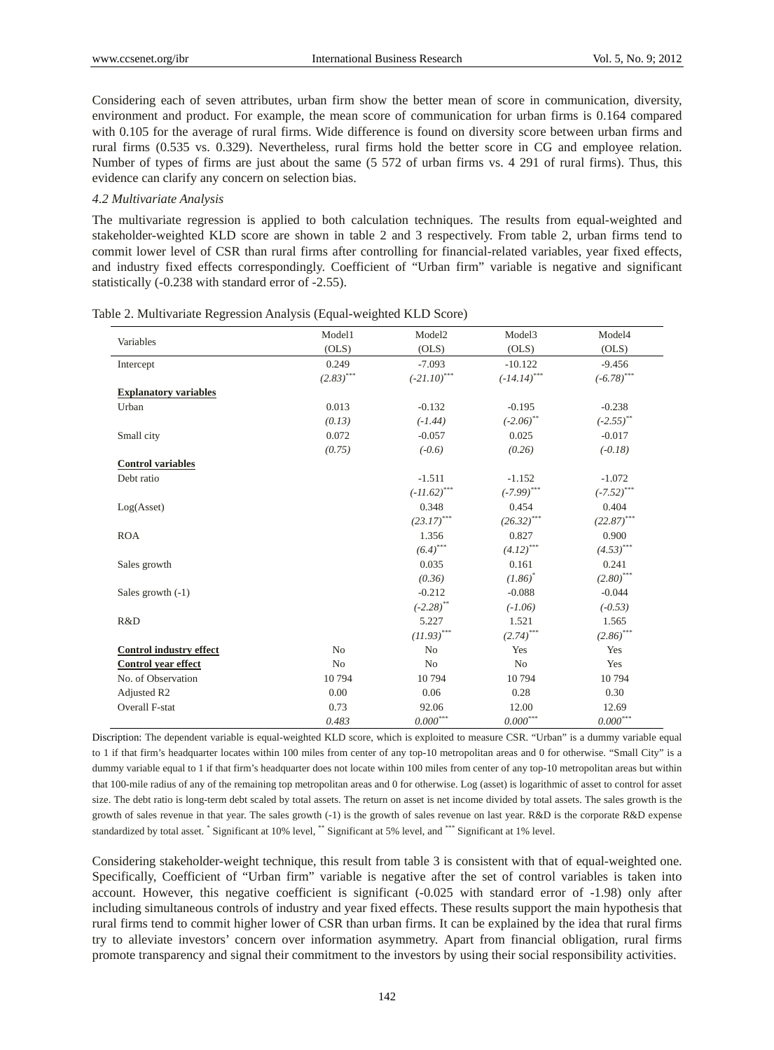Considering each of seven attributes, urban firm show the better mean of score in communication, diversity, environment and product. For example, the mean score of communication for urban firms is 0.164 compared with 0.105 for the average of rural firms. Wide difference is found on diversity score between urban firms and rural firms (0.535 vs. 0.329). Nevertheless, rural firms hold the better score in CG and employee relation. Number of types of firms are just about the same (5 572 of urban firms vs. 4 291 of rural firms). Thus, this evidence can clarify any concern on selection bias.

### *4.2 Multivariate Analysis*

The multivariate regression is applied to both calculation techniques. The results from equal-weighted and stakeholder-weighted KLD score are shown in table 2 and 3 respectively. From table 2, urban firms tend to commit lower level of CSR than rural firms after controlling for financial-related variables, year fixed effects, and industry fixed effects correspondingly. Coefficient of "Urban firm" variable is negative and significant statistically (-0.238 with standard error of -2.55).

Table 2. Multivariate Regression Analysis (Equal-weighted KLD Score)

| Variables | Model1 (OLS) | Model2 (OLS) | Model3 (OLS) | Model4 (OLS) |
|---|---|---|---|---|
| Intercept | 0.249 | -7.093 | -10.122 | -9.456 |
| | *(2.83)****** | *(-21.10)****** | *(-14.14)****** | *(-6.78)****** |
| **Explanatory variables** | | | | |
| Urban | 0.013 | -0.132 | -0.195 | -0.238 |
| | *(0.13)* | *(-1.44)* | *(-2.06)**** | *(-2.55)**** |
| Small city | 0.072 | -0.057 | 0.025 | -0.017 |
| | *(0.75)* | *(-0.6)* | *(0.26)* | *(-0.18)* |
| **Control variables** | | | | |
| Debt ratio | | -1.511 | -1.152 | -1.072 |
| | | *(-11.62)****** | *(-7.99)****** | *(-7.52)****** |
| Log(Asset) | | 0.348 | 0.454 | 0.404 |
| | | *(23.17)****** | *(26.32)****** | *(22.87)****** |
| ROA | | 1.356 | 0.827 | 0.900 |
| | | *(6.4)****** | *(4.12)****** | *(4.53)****** |
| Sales growth | | 0.035 | 0.161 | 0.241 |
| | | *(0.36)* | *(1.86)** | *(2.80)****** |
| Sales growth (-1) | | -0.212 | -0.088 | -0.044 |
| | | *(-2.28)**** | *(-1.06)* | *(-0.53)* |
| R&D | | 5.227 | 1.521 | 1.565 |
| | | *(11.93)****** | *(2.74)****** | *(2.86)****** |
| **Control industry effect** | No | No | Yes | Yes |
| **Control year effect** | No | No | No | Yes |
| No. of Observation | 10 794 | 10 794 | 10 794 | 10 794 |
| Adjusted R2 | 0.00 | 0.06 | 0.28 | 0.30 |
| Overall F-stat | 0.73 | 92.06 | 12.00 | 12.69 |
| | *0.483* | *0.000****** | *0.000****** | *0.000****** |

Discription: The dependent variable is equal-weighted KLD score, which is exploited to measure CSR. "Urban" is a dummy variable equal to 1 if that firm's headquarter locates within 100 miles from center of any top-10 metropolitan areas and 0 for otherwise. "Small City" is a dummy variable equal to 1 if that firm's headquarter does not locate within 100 miles from center of any top-10 metropolitan areas but within that 100-mile radius of any of the remaining top metropolitan areas and 0 for otherwise. Log (asset) is logarithmic of asset to control for asset size. The debt ratio is long-term debt scaled by total assets. The return on asset is net income divided by total assets. The sales growth is the growth of sales revenue in that year. The sales growth (-1) is the growth of sales revenue on last year. R&D is the corporate R&D expense standardized by total asset. * Significant at 10% level, ** Significant at 5% level, and *** Significant at 1% level.

Considering stakeholder-weight technique, this result from table 3 is consistent with that of equal-weighted one. Specifically, Coefficient of "Urban firm" variable is negative after the set of control variables is taken into account. However, this negative coefficient is significant (-0.025 with standard error of -1.98) only after including simultaneous controls of industry and year fixed effects. These results support the main hypothesis that rural firms tend to commit higher lower of CSR than urban firms. It can be explained by the idea that rural firms try to alleviate investors' concern over information asymmetry. Apart from financial obligation, rural firms promote transparency and signal their commitment to the investors by using their social responsibility activities.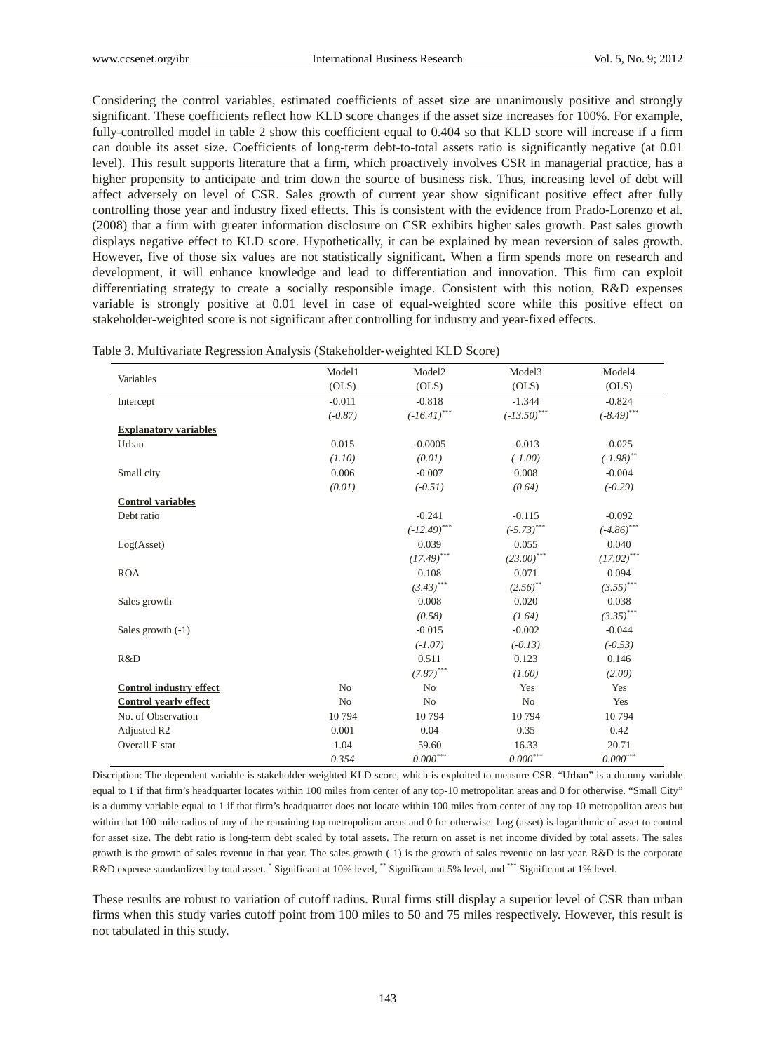Considering the control variables, estimated coefficients of asset size are unanimously positive and strongly significant. These coefficients reflect how KLD score changes if the asset size increases for 100%. For example, fully-controlled model in table 2 show this coefficient equal to 0.404 so that KLD score will increase if a firm can double its asset size. Coefficients of long-term debt-to-total assets ratio is significantly negative (at 0.01 level). This result supports literature that a firm, which proactively involves CSR in managerial practice, has a higher propensity to anticipate and trim down the source of business risk. Thus, increasing level of debt will affect adversely on level of CSR. Sales growth of current year show significant positive effect after fully controlling those year and industry fixed effects. This is consistent with the evidence from Prado-Lorenzo et al. (2008) that a firm with greater information disclosure on CSR exhibits higher sales growth. Past sales growth displays negative effect to KLD score. Hypothetically, it can be explained by mean reversion of sales growth. However, five of those six values are not statistically significant. When a firm spends more on research and development, it will enhance knowledge and lead to differentiation and innovation. This firm can exploit differentiating strategy to create a socially responsible image. Consistent with this notion, R&D expenses variable is strongly positive at 0.01 level in case of equal-weighted score while this positive effect on stakeholder-weighted score is not significant after controlling for industry and year-fixed effects.

Table 3. Multivariate Regression Analysis (Stakeholder-weighted KLD Score)

| Variables | Model1 (OLS) | Model2 (OLS) | Model3 (OLS) | Model4 (OLS) |
|---|---|---|---|---|
| Intercept | -0.011 | -0.818 | -1.344 | -0.824 |
| | *(-0.87)* | *(-16.41)*\*\*\* | *(-13.50)*\*\*\* | *(-8.49)*\*\*\* |
| **Explanatory variables** | | | | |
| Urban | 0.015 | -0.0005 | -0.013 | -0.025 |
| | *(1.10)* | *(0.01)* | *(-1.00)* | *(-1.98)*\*\* |
| Small city | 0.006 | -0.007 | 0.008 | -0.004 |
| | *(0.01)* | *(-0.51)* | *(0.64)* | *(-0.29)* |
| **Control variables** | | | | |
| Debt ratio | | -0.241 | -0.115 | -0.092 |
| | | *(-12.49)*\*\*\* | *(-5.73)*\*\*\* | *(-4.86)*\*\*\* |
| Log(Asset) | | 0.039 | 0.055 | 0.040 |
| | | *(17.49)*\*\*\* | *(23.00)*\*\*\* | *(17.02)*\*\*\* |
| ROA | | 0.108 | 0.071 | 0.094 |
| | | *(3.43)*\*\*\* | *(2.56)*\*\* | *(3.55)*\*\*\* |
| Sales growth | | 0.008 | 0.020 | 0.038 |
| | | *(0.58)* | *(1.64)* | *(3.35)*\*\*\* |
| Sales growth (-1) | | -0.015 | -0.002 | -0.044 |
| | | *(-1.07)* | *(-0.13)* | *(-0.53)* |
| R&D | | 0.511 | 0.123 | 0.146 |
| | | *(7.87)*\*\*\* | *(1.60)* | *(2.00)* |
| **Control industry effect** | No | No | Yes | Yes |
| **Control yearly effect** | No | No | No | Yes |
| No. of Observation | 10 794 | 10 794 | 10 794 | 10 794 |
| Adjusted R2 | 0.001 | 0.04 | 0.35 | 0.42 |
| Overall F-stat | 1.04 | 59.60 | 16.33 | 20.71 |
| | *0.354* | *0.000*\*\*\* | *0.000*\*\*\* | *0.000*\*\*\* |

Discription: The dependent variable is stakeholder-weighted KLD score, which is exploited to measure CSR. "Urban" is a dummy variable equal to 1 if that firm's headquarter locates within 100 miles from center of any top-10 metropolitan areas and 0 for otherwise. "Small City" is a dummy variable equal to 1 if that firm's headquarter does not locate within 100 miles from center of any top-10 metropolitan areas but within that 100-mile radius of any of the remaining top metropolitan areas and 0 for otherwise. Log (asset) is logarithmic of asset to control for asset size. The debt ratio is long-term debt scaled by total assets. The return on asset is net income divided by total assets. The sales growth is the growth of sales revenue in that year. The sales growth (-1) is the growth of sales revenue on last year. R&D is the corporate R&D expense standardized by total asset. \* Significant at 10% level, \*\* Significant at 5% level, and \*\*\* Significant at 1% level.

These results are robust to variation of cutoff radius. Rural firms still display a superior level of CSR than urban firms when this study varies cutoff point from 100 miles to 50 and 75 miles respectively. However, this result is not tabulated in this study.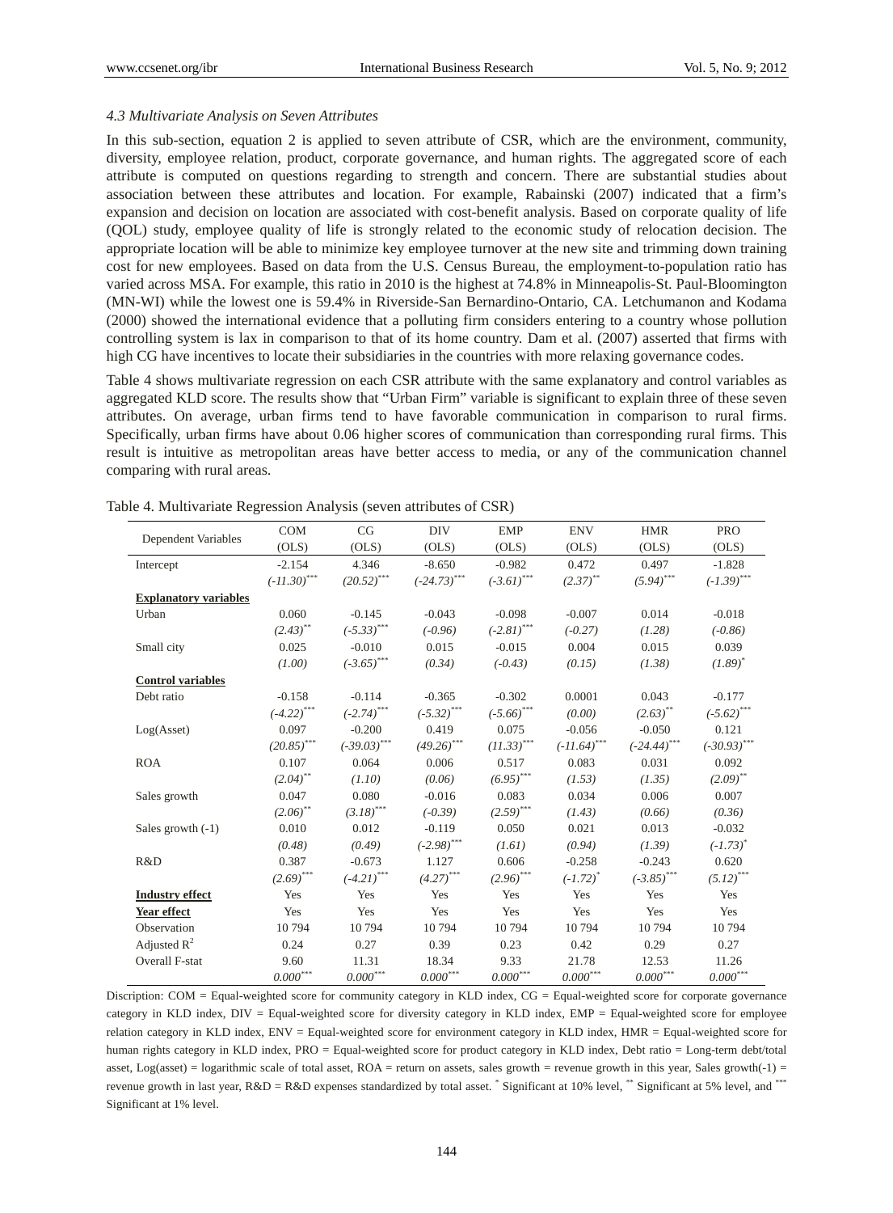### *4.3 Multivariate Analysis on Seven Attributes*

In this sub-section, equation 2 is applied to seven attribute of CSR, which are the environment, community, diversity, employee relation, product, corporate governance, and human rights. The aggregated score of each attribute is computed on questions regarding to strength and concern. There are substantial studies about association between these attributes and location. For example, Rabainski (2007) indicated that a firm's expansion and decision on location are associated with cost-benefit analysis. Based on corporate quality of life (QOL) study, employee quality of life is strongly related to the economic study of relocation decision. The appropriate location will be able to minimize key employee turnover at the new site and trimming down training cost for new employees. Based on data from the U.S. Census Bureau, the employment-to-population ratio has varied across MSA. For example, this ratio in 2010 is the highest at 74.8% in Minneapolis-St. Paul-Bloomington (MN-WI) while the lowest one is 59.4% in Riverside-San Bernardino-Ontario, CA. Letchumanon and Kodama (2000) showed the international evidence that a polluting firm considers entering to a country whose pollution controlling system is lax in comparison to that of its home country. Dam et al. (2007) asserted that firms with high CG have incentives to locate their subsidiaries in the countries with more relaxing governance codes.

Table 4 shows multivariate regression on each CSR attribute with the same explanatory and control variables as aggregated KLD score. The results show that "Urban Firm" variable is significant to explain three of these seven attributes. On average, urban firms tend to have favorable communication in comparison to rural firms. Specifically, urban firms have about 0.06 higher scores of communication than corresponding rural firms. This result is intuitive as metropolitan areas have better access to media, or any of the communication channel comparing with rural areas.

Table 4. Multivariate Regression Analysis (seven attributes of CSR)

| Dependent Variables | COM (OLS) | CG (OLS) | DIV (OLS) | EMP (OLS) | ENV (OLS) | HMR (OLS) | PRO (OLS) |
|---|---|---|---|---|---|---|---|
| Intercept | -2.154 | 4.346 | -8.650 | -0.982 | 0.472 | 0.497 | -1.828 |
| | *(-11.30)*\*\*\* | *(20.52)*\*\*\* | *(-24.73)*\*\*\* | *(-3.61)*\*\*\* | *(2.37)*\*\* | *(5.94)*\*\*\* | *(-1.39)*\*\*\* |
| **Explanatory variables** | | | | | | | |
| Urban | 0.060 | -0.145 | -0.043 | -0.098 | -0.007 | 0.014 | -0.018 |
| | *(2.43)*\*\* | *(-5.33)*\*\*\* | *(-0.96)* | *(-2.81)*\*\*\* | *(-0.27)* | *(1.28)* | *(-0.86)* |
| Small city | 0.025 | -0.010 | 0.015 | -0.015 | 0.004 | 0.015 | 0.039 |
| | *(1.00)* | *(-3.65)*\*\*\* | *(0.34)* | *(-0.43)* | *(0.15)* | *(1.38)* | *(1.89)*\* |
| **Control variables** | | | | | | | |
| Debt ratio | -0.158 | -0.114 | -0.365 | -0.302 | 0.0001 | 0.043 | -0.177 |
| | *(-4.22)*\*\*\* | *(-2.74)*\*\*\* | *(-5.32)*\*\*\* | *(-5.66)*\*\*\* | *(0.00)* | *(2.63)*\*\* | *(-5.62)*\*\*\* |
| Log(Asset) | 0.097 | -0.200 | 0.419 | 0.075 | -0.056 | -0.050 | 0.121 |
| | *(20.85)*\*\*\* | *(-39.03)*\*\*\* | *(49.26)*\*\*\* | *(11.33)*\*\*\* | *(-11.64)*\*\*\* | *(-24.44)*\*\*\* | *(-30.93)*\*\*\* |
| ROA | 0.107 | 0.064 | 0.006 | 0.517 | 0.083 | 0.031 | 0.092 |
| | *(2.04)*\*\* | *(1.10)* | *(0.06)* | *(6.95)*\*\*\* | *(1.53)* | *(1.35)* | *(2.09)*\*\* |
| Sales growth | 0.047 | 0.080 | -0.016 | 0.083 | 0.034 | 0.006 | 0.007 |
| | *(2.06)*\*\* | *(3.18)*\*\*\* | *(-0.39)* | *(2.59)*\*\*\* | *(1.43)* | *(0.66)* | *(0.36)* |
| Sales growth (-1) | 0.010 | 0.012 | -0.119 | 0.050 | 0.021 | 0.013 | -0.032 |
| | *(0.48)* | *(0.49)* | *(-2.98)*\*\*\* | *(1.61)* | *(0.94)* | *(1.39)* | *(-1.73)*\* |
| R&D | 0.387 | -0.673 | 1.127 | 0.606 | -0.258 | -0.243 | 0.620 |
| | *(2.69)*\*\*\* | *(-4.21)*\*\*\* | *(4.27)*\*\*\* | *(2.96)*\*\*\* | *(-1.72)*\* | *(-3.85)*\*\*\* | *(5.12)*\*\*\* |
| **Industry effect** | Yes | Yes | Yes | Yes | Yes | Yes | Yes |
| **Year effect** | Yes | Yes | Yes | Yes | Yes | Yes | Yes |
| Observation | 10 794 | 10 794 | 10 794 | 10 794 | 10 794 | 10 794 | 10 794 |
| Adjusted $R^2$ | 0.24 | 0.27 | 0.39 | 0.23 | 0.42 | 0.29 | 0.27 |
| Overall F-stat | 9.60 | 11.31 | 18.34 | 9.33 | 21.78 | 12.53 | 11.26 |
| | *0.000*\*\*\* | *0.000*\*\*\* | *0.000*\*\*\* | *0.000*\*\*\* | *0.000*\*\*\* | *0.000*\*\*\* | *0.000*\*\*\* |

Discription: COM = Equal-weighted score for community category in KLD index, CG = Equal-weighted score for corporate governance category in KLD index, DIV = Equal-weighted score for diversity category in KLD index, EMP = Equal-weighted score for employee relation category in KLD index, ENV = Equal-weighted score for environment category in KLD index, HMR = Equal-weighted score for human rights category in KLD index, PRO = Equal-weighted score for product category in KLD index, Debt ratio = Long-term debt/total asset, Log(asset) = logarithmic scale of total asset, ROA = return on assets, sales growth = revenue growth in this year, Sales growth(-1) = revenue growth in last year, R&D = R&D expenses standardized by total asset. \* Significant at 10% level, \*\* Significant at 5% level, and \*\*\* Significant at 1% level.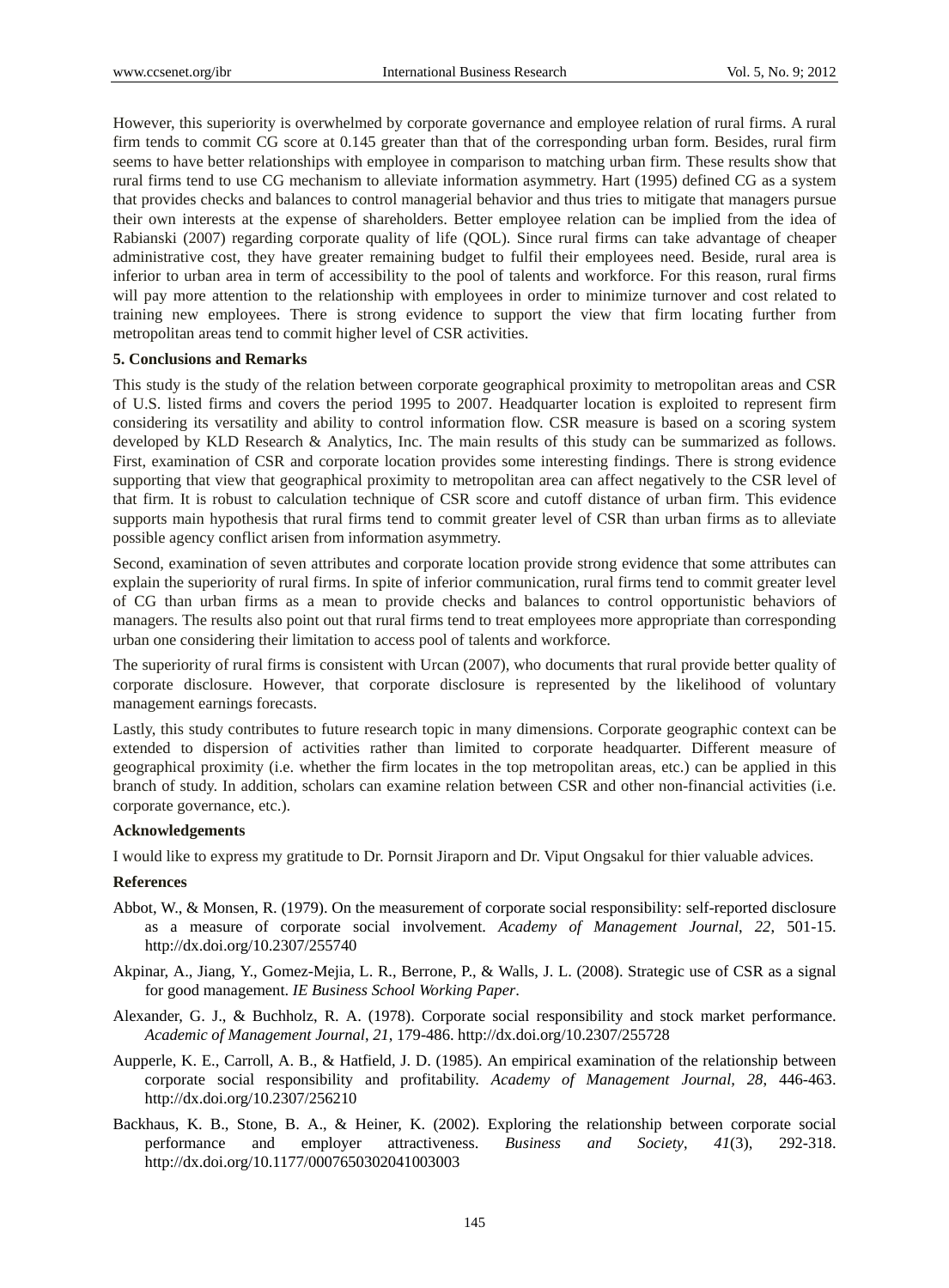However, this superiority is overwhelmed by corporate governance and employee relation of rural firms. A rural firm tends to commit CG score at 0.145 greater than that of the corresponding urban form. Besides, rural firm seems to have better relationships with employee in comparison to matching urban firm. These results show that rural firms tend to use CG mechanism to alleviate information asymmetry. Hart (1995) defined CG as a system that provides checks and balances to control managerial behavior and thus tries to mitigate that managers pursue their own interests at the expense of shareholders. Better employee relation can be implied from the idea of Rabianski (2007) regarding corporate quality of life (QOL). Since rural firms can take advantage of cheaper administrative cost, they have greater remaining budget to fulfil their employees need. Beside, rural area is inferior to urban area in term of accessibility to the pool of talents and workforce. For this reason, rural firms will pay more attention to the relationship with employees in order to minimize turnover and cost related to training new employees. There is strong evidence to support the view that firm locating further from metropolitan areas tend to commit higher level of CSR activities.

## 5. Conclusions and Remarks

This study is the study of the relation between corporate geographical proximity to metropolitan areas and CSR of U.S. listed firms and covers the period 1995 to 2007. Headquarter location is exploited to represent firm considering its versatility and ability to control information flow. CSR measure is based on a scoring system developed by KLD Research & Analytics, Inc. The main results of this study can be summarized as follows. First, examination of CSR and corporate location provides some interesting findings. There is strong evidence supporting that view that geographical proximity to metropolitan area can affect negatively to the CSR level of that firm. It is robust to calculation technique of CSR score and cutoff distance of urban firm. This evidence supports main hypothesis that rural firms tend to commit greater level of CSR than urban firms as to alleviate possible agency conflict arisen from information asymmetry.

Second, examination of seven attributes and corporate location provide strong evidence that some attributes can explain the superiority of rural firms. In spite of inferior communication, rural firms tend to commit greater level of CG than urban firms as a mean to provide checks and balances to control opportunistic behaviors of managers. The results also point out that rural firms tend to treat employees more appropriate than corresponding urban one considering their limitation to access pool of talents and workforce.

The superiority of rural firms is consistent with Urcan (2007), who documents that rural provide better quality of corporate disclosure. However, that corporate disclosure is represented by the likelihood of voluntary management earnings forecasts.

Lastly, this study contributes to future research topic in many dimensions. Corporate geographic context can be extended to dispersion of activities rather than limited to corporate headquarter. Different measure of geographical proximity (i.e. whether the firm locates in the top metropolitan areas, etc.) can be applied in this branch of study. In addition, scholars can examine relation between CSR and other non-financial activities (i.e. corporate governance, etc.).

## Acknowledgements

I would like to express my gratitude to Dr. Pornsit Jiraporn and Dr. Viput Ongsakul for thier valuable advices.

## References

Abbot, W., & Monsen, R. (1979). On the measurement of corporate social responsibility: self-reported disclosure as a measure of corporate social involvement. *Academy of Management Journal*, *22*, 501-15. http://dx.doi.org/10.2307/255740

Akpinar, A., Jiang, Y., Gomez-Mejia, L. R., Berrone, P., & Walls, J. L. (2008). Strategic use of CSR as a signal for good management. *IE Business School Working Paper*.

Alexander, G. J., & Buchholz, R. A. (1978). Corporate social responsibility and stock market performance. *Academic of Management Journal*, *21*, 179-486. http://dx.doi.org/10.2307/255728

Aupperle, K. E., Carroll, A. B., & Hatfield, J. D. (1985). An empirical examination of the relationship between corporate social responsibility and profitability. *Academy of Management Journal, 28*, 446-463. http://dx.doi.org/10.2307/256210

Backhaus, K. B., Stone, B. A., & Heiner, K. (2002). Exploring the relationship between corporate social performance and employer attractiveness. *Business and Society*, *41*(3), 292-318. http://dx.doi.org/10.1177/0007650302041003003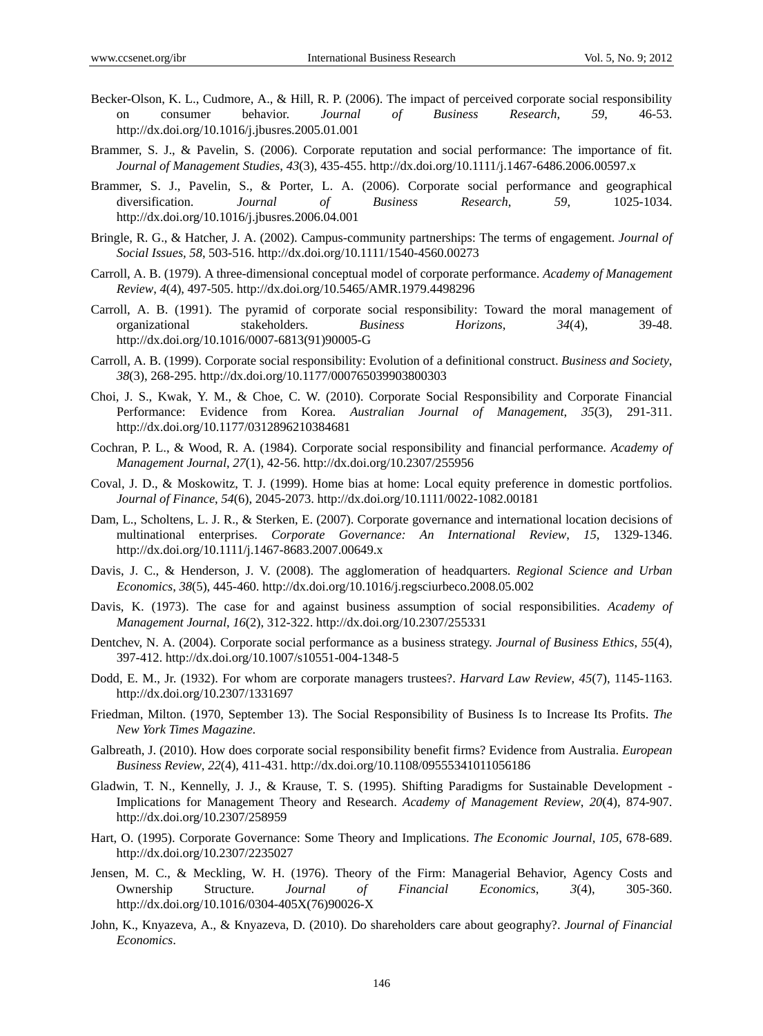Becker-Olson, K. L., Cudmore, A., & Hill, R. P. (2006). The impact of perceived corporate social responsibility on consumer behavior. *Journal of Business Research*, *59*, 46-53. http://dx.doi.org/10.1016/j.jbusres.2005.01.001

Brammer, S. J., & Pavelin, S. (2006). Corporate reputation and social performance: The importance of fit. *Journal of Management Studies*, *43*(3), 435-455. http://dx.doi.org/10.1111/j.1467-6486.2006.00597.x

Brammer, S. J., Pavelin, S., & Porter, L. A. (2006). Corporate social performance and geographical diversification. *Journal of Business Research*, *59*, 1025-1034. http://dx.doi.org/10.1016/j.jbusres.2006.04.001

Bringle, R. G., & Hatcher, J. A. (2002). Campus-community partnerships: The terms of engagement. *Journal of Social Issues, 58*, 503-516. http://dx.doi.org/10.1111/1540-4560.00273

Carroll, A. B. (1979). A three-dimensional conceptual model of corporate performance. *Academy of Management Review, 4*(4), 497-505. http://dx.doi.org/10.5465/AMR.1979.4498296

Carroll, A. B. (1991). The pyramid of corporate social responsibility: Toward the moral management of organizational stakeholders. *Business Horizons*, *34*(4), 39-48. http://dx.doi.org/10.1016/0007-6813(91)90005-G

Carroll, A. B. (1999). Corporate social responsibility: Evolution of a definitional construct. *Business and Society*, *38*(3), 268-295. http://dx.doi.org/10.1177/000765039903800303

Choi, J. S., Kwak, Y. M., & Choe, C. W. (2010). Corporate Social Responsibility and Corporate Financial Performance: Evidence from Korea. *Australian Journal of Management*, *35*(3), 291-311. http://dx.doi.org/10.1177/0312896210384681

Cochran, P. L., & Wood, R. A. (1984). Corporate social responsibility and financial performance. *Academy of Management Journal*, *27*(1), 42-56. http://dx.doi.org/10.2307/255956

Coval, J. D., & Moskowitz, T. J. (1999). Home bias at home: Local equity preference in domestic portfolios. *Journal of Finance*, *54*(6), 2045-2073. http://dx.doi.org/10.1111/0022-1082.00181

Dam, L., Scholtens, L. J. R., & Sterken, E. (2007). Corporate governance and international location decisions of multinational enterprises. *Corporate Governance: An International Review*, *15*, 1329-1346. http://dx.doi.org/10.1111/j.1467-8683.2007.00649.x

Davis, J. C., & Henderson, J. V. (2008). The agglomeration of headquarters. *Regional Science and Urban Economics*, *38*(5), 445-460. http://dx.doi.org/10.1016/j.regsciurbeco.2008.05.002

Davis, K. (1973). The case for and against business assumption of social responsibilities. *Academy of Management Journal*, *16*(2), 312-322. http://dx.doi.org/10.2307/255331

Dentchev, N. A. (2004). Corporate social performance as a business strategy. *Journal of Business Ethics, 55*(4), 397-412. http://dx.doi.org/10.1007/s10551-004-1348-5

Dodd, E. M., Jr. (1932). For whom are corporate managers trustees?. *Harvard Law Review, 45*(7), 1145-1163. http://dx.doi.org/10.2307/1331697

Friedman, Milton. (1970, September 13). The Social Responsibility of Business Is to Increase Its Profits. *The New York Times Magazine*.

Galbreath, J. (2010). How does corporate social responsibility benefit firms? Evidence from Australia. *European Business Review*, *22*(4), 411-431. http://dx.doi.org/10.1108/09555341011056186

Gladwin, T. N., Kennelly, J. J., & Krause, T. S. (1995). Shifting Paradigms for Sustainable Development - Implications for Management Theory and Research. *Academy of Management Review*, *20*(4), 874-907. http://dx.doi.org/10.2307/258959

Hart, O. (1995). Corporate Governance: Some Theory and Implications. *The Economic Journal, 105*, 678-689. http://dx.doi.org/10.2307/2235027

Jensen, M. C., & Meckling, W. H. (1976). Theory of the Firm: Managerial Behavior, Agency Costs and Ownership Structure. *Journal of Financial Economics, 3*(4), 305-360. http://dx.doi.org/10.1016/0304-405X(76)90026-X

John, K., Knyazeva, A., & Knyazeva, D. (2010). Do shareholders care about geography?. *Journal of Financial Economics*.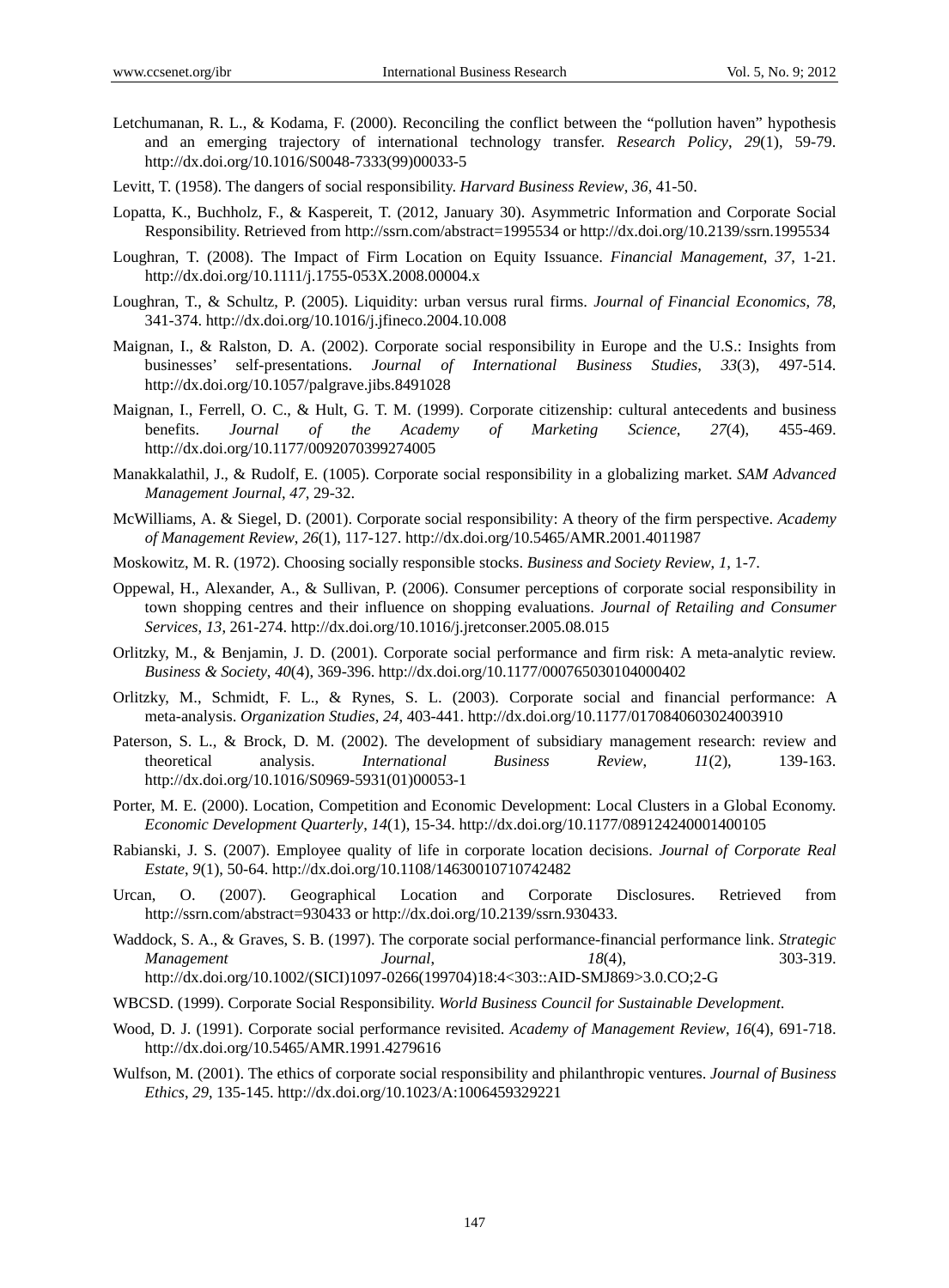Letchumanan, R. L., & Kodama, F. (2000). Reconciling the conflict between the "pollution haven" hypothesis and an emerging trajectory of international technology transfer. *Research Policy*, *29*(1), 59-79. http://dx.doi.org/10.1016/S0048-7333(99)00033-5

Levitt, T. (1958). The dangers of social responsibility. *Harvard Business Review*, *36*, 41-50.

Lopatta, K., Buchholz, F., & Kaspereit, T. (2012, January 30). Asymmetric Information and Corporate Social Responsibility. Retrieved from http://ssrn.com/abstract=1995534 or http://dx.doi.org/10.2139/ssrn.1995534

Loughran, T. (2008). The Impact of Firm Location on Equity Issuance. *Financial Management*, *37*, 1-21. http://dx.doi.org/10.1111/j.1755-053X.2008.00004.x

Loughran, T., & Schultz, P. (2005). Liquidity: urban versus rural firms. *Journal of Financial Economics*, *78*, 341-374. http://dx.doi.org/10.1016/j.jfineco.2004.10.008

Maignan, I., & Ralston, D. A. (2002). Corporate social responsibility in Europe and the U.S.: Insights from businesses' self-presentations. *Journal of International Business Studies*, *33*(3), 497-514. http://dx.doi.org/10.1057/palgrave.jibs.8491028

Maignan, I., Ferrell, O. C., & Hult, G. T. M. (1999). Corporate citizenship: cultural antecedents and business benefits. *Journal of the Academy of Marketing Science*, *27*(4), 455-469. http://dx.doi.org/10.1177/0092070399274005

Manakkalathil, J., & Rudolf, E. (1005). Corporate social responsibility in a globalizing market. *SAM Advanced Management Journal*, *47*, 29-32.

McWilliams, A. & Siegel, D. (2001). Corporate social responsibility: A theory of the firm perspective. *Academy of Management Review*, *26*(1), 117-127. http://dx.doi.org/10.5465/AMR.2001.4011987

Moskowitz, M. R. (1972). Choosing socially responsible stocks. *Business and Society Review*, *1*, 1-7.

Oppewal, H., Alexander, A., & Sullivan, P. (2006). Consumer perceptions of corporate social responsibility in town shopping centres and their influence on shopping evaluations. *Journal of Retailing and Consumer Services*, *13*, 261-274. http://dx.doi.org/10.1016/j.jretconser.2005.08.015

Orlitzky, M., & Benjamin, J. D. (2001). Corporate social performance and firm risk: A meta-analytic review. *Business & Society*, *40*(4), 369-396. http://dx.doi.org/10.1177/000765030104000402

Orlitzky, M., Schmidt, F. L., & Rynes, S. L. (2003). Corporate social and financial performance: A meta-analysis. *Organization Studies*, *24*, 403-441. http://dx.doi.org/10.1177/0170840603024003910

Paterson, S. L., & Brock, D. M. (2002). The development of subsidiary management research: review and theoretical analysis. *International Business Review*, *11*(2), 139-163. http://dx.doi.org/10.1016/S0969-5931(01)00053-1

Porter, M. E. (2000). Location, Competition and Economic Development: Local Clusters in a Global Economy. *Economic Development Quarterly*, *14*(1), 15-34. http://dx.doi.org/10.1177/089124240001400105

Rabianski, J. S. (2007). Employee quality of life in corporate location decisions. *Journal of Corporate Real Estate*, *9*(1), 50-64. http://dx.doi.org/10.1108/14630010710742482

Urcan, O. (2007). Geographical Location and Corporate Disclosures. Retrieved from http://ssrn.com/abstract=930433 or http://dx.doi.org/10.2139/ssrn.930433.

Waddock, S. A., & Graves, S. B. (1997). The corporate social performance-financial performance link. *Strategic Management Journal*, *18*(4), 303-319. http://dx.doi.org/10.1002/(SICI)1097-0266(199704)18:4<303::AID-SMJ869>3.0.CO;2-G

WBCSD. (1999). Corporate Social Responsibility. *World Business Council for Sustainable Development*.

Wood, D. J. (1991). Corporate social performance revisited. *Academy of Management Review*, *16*(4), 691-718. http://dx.doi.org/10.5465/AMR.1991.4279616

Wulfson, M. (2001). The ethics of corporate social responsibility and philanthropic ventures. *Journal of Business Ethics*, *29*, 135-145. http://dx.doi.org/10.1023/A:1006459329221